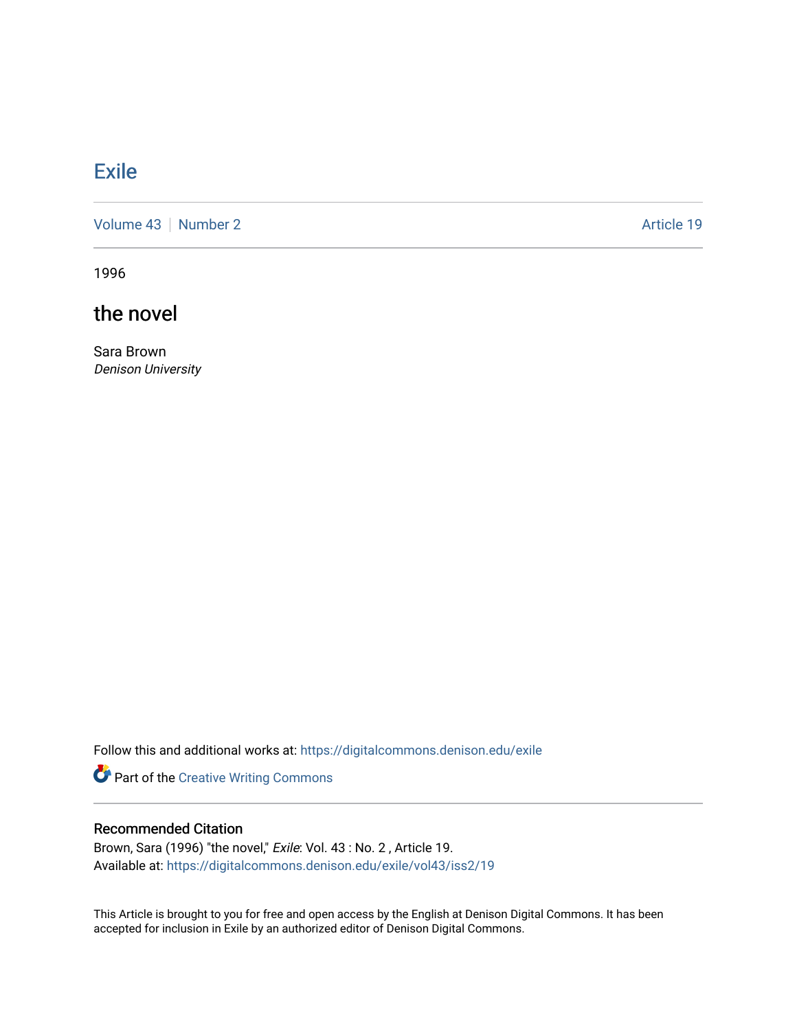# Exile

Volume 43 | Number 2 — Article 19

1996

## the novel

Sara Brown
*Denison University*

Follow this and additional works at: https://digitalcommons.denison.edu/exile

Part of the Creative Writing Commons

### Recommended Citation

Brown, Sara (1996) "the novel," *Exile*: Vol. 43 : No. 2 , Article 19.
Available at: https://digitalcommons.denison.edu/exile/vol43/iss2/19

This Article is brought to you for free and open access by the English at Denison Digital Commons. It has been accepted for inclusion in Exile by an authorized editor of Denison Digital Commons.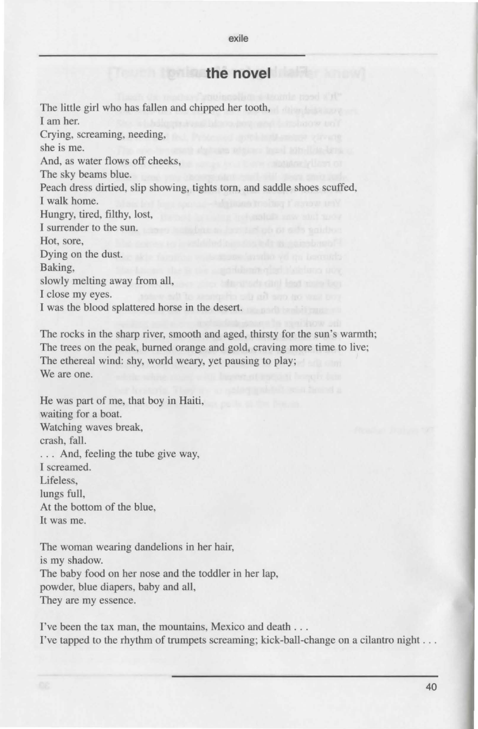## the novel

The little girl who has fallen and chipped her tooth,
I am her.
Crying, screaming, needing,
she is me.
And, as water flows off cheeks,
The sky beams blue.
Peach dress dirtied, slip showing, tights torn, and saddle shoes scuffed,
I walk home.
Hungry, tired, filthy, lost,
I surrender to the sun.
Hot, sore,
Dying on the dust.
Baking,
slowly melting away from all,
I close my eyes.
I was the blood splattered horse in the desert.

The rocks in the sharp river, smooth and aged, thirsty for the sun's warmth;
The trees on the peak, burned orange and gold, craving more time to live;
The ethereal wind: shy, world weary, yet pausing to play;
We are one.

He was part of me, that boy in Haiti,
waiting for a boat.
Watching waves break,
crash, fall.
. . . And, feeling the tube give way,
I screamed.
Lifeless,
lungs full,
At the bottom of the blue,
It was me.

The woman wearing dandelions in her hair,
is my shadow.
The baby food on her nose and the toddler in her lap,
powder, blue diapers, baby and all,
They are my essence.

I've been the tax man, the mountains, Mexico and death . . .
I've tapped to the rhythm of trumpets screaming; kick-ball-change on a cilantro night . . .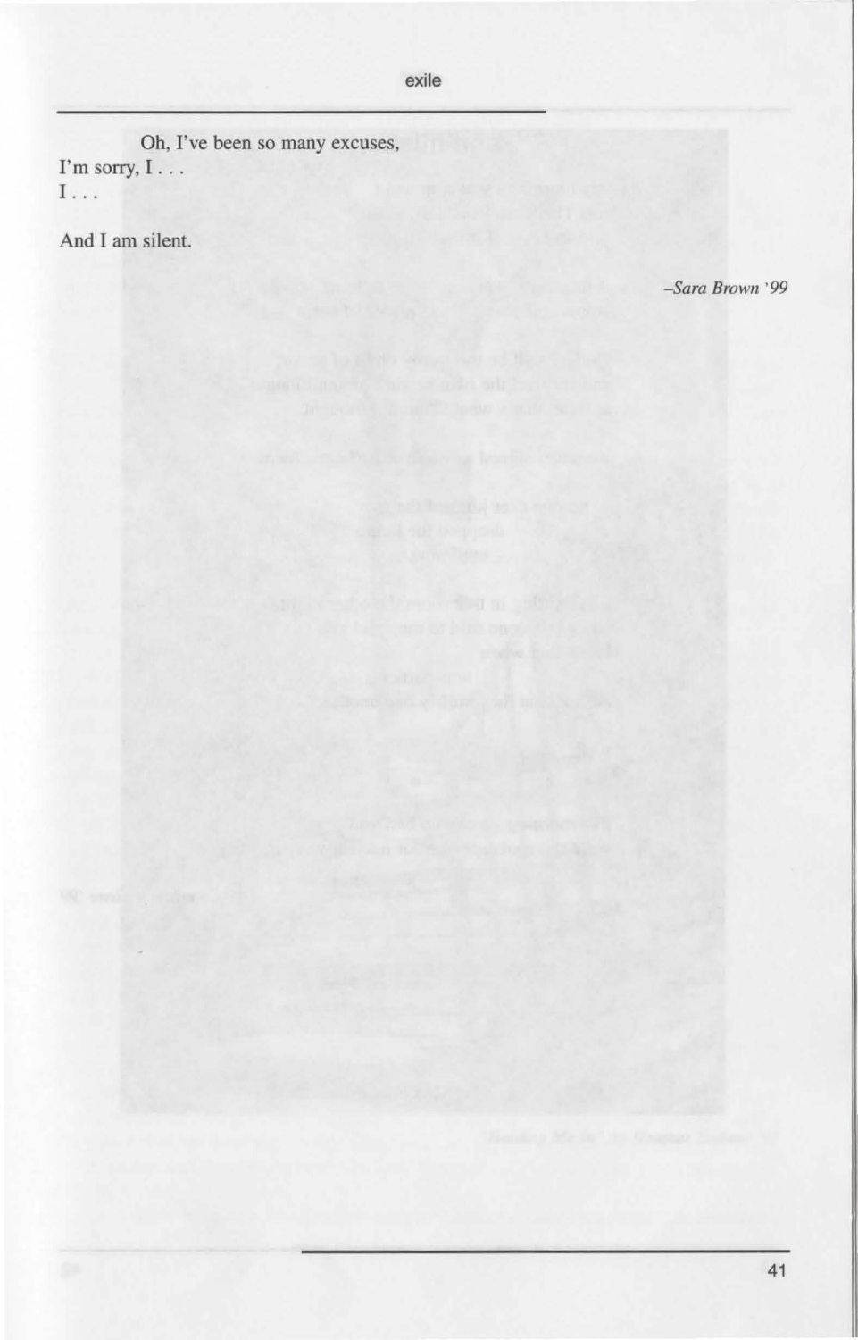Oh, I've been so many excuses,
I'm sorry, I . . .
I . . .

And I am silent.

*–Sara Brown '99*